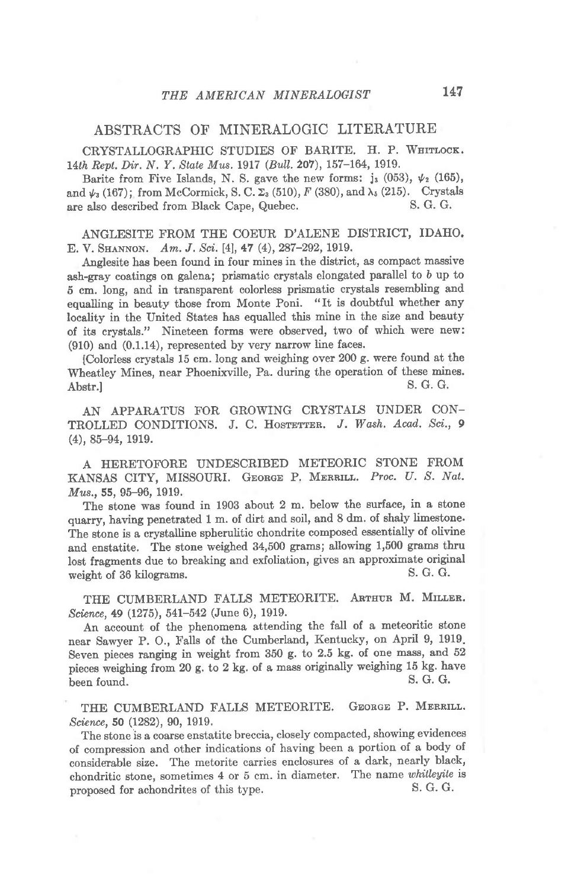## ABSTRACTS OF MINERALOGIC LITERATURE

CRYSTALLOGRAPHIC STUDIES OF BARITE. H. P. WHITLOCK. *14th Rept. Dir. N. Y. State Mus.* 1917 (*Bull.* **207**), 157–164, 1919.

Barite from Five Islands, N. S. gave the new forms: $j_3$ (053), $\psi_2$ (165), and $\psi_3$ (167); from McCormick, S. C. $\Sigma_3$ (510), *F* (380), and $\lambda_5$ (215). Crystals are also described from Black Cape, Quebec. S. G. G.

ANGLESITE FROM THE COEUR D'ALENE DISTRICT, IDAHO. E. V. SHANNON. *Am. J. Sci.* [4], **47** (4), 287–292, 1919.

Anglesite has been found in four mines in the district, as compact massive ash-gray coatings on galena; prismatic crystals elongated parallel to *b* up to 5 cm. long, and in transparent colorless prismatic crystals resembling and equalling in beauty those from Monte Poni. "It is doubtful whether any locality in the United States has equalled this mine in the size and beauty of its crystals." Nineteen forms were observed, two of which were new: (910) and (0.1.14), represented by very narrow line faces.

[Colorless crystals 15 cm. long and weighing over 200 g. were found at the Wheatley Mines, near Phoenixville, Pa. during the operation of these mines. Abstr.] S. G. G.

AN APPARATUS FOR GROWING CRYSTALS UNDER CONTROLLED CONDITIONS. J. C. HOSTETTER. *J. Wash. Acad. Sci.*, **9** (4), 85–94, 1919.

A HERETOFORE UNDESCRIBED METEORIC STONE FROM KANSAS CITY, MISSOURI. GEORGE P. MERRILL. *Proc. U. S. Nat. Mus.*, **55**, 95–96, 1919.

The stone was found in 1903 about 2 m. below the surface, in a stone quarry, having penetrated 1 m. of dirt and soil, and 8 dm. of shaly limestone. The stone is a crystalline spherulitic chondrite composed essentially of olivine and enstatite. The stone weighed 34,500 grams; allowing 1,500 grams thru lost fragments due to breaking and exfoliation, gives an approximate original weight of 36 kilograms. S. G. G.

THE CUMBERLAND FALLS METEORITE. ARTHUR M. MILLER. *Science*, **49** (1275), 541–542 (June 6), 1919.

An account of the phenomena attending the fall of a meteoritic stone near Sawyer P. O., Falls of the Cumberland, Kentucky, on April 9, 1919. Seven pieces ranging in weight from 350 g. to 2.5 kg. of one mass, and 52 pieces weighing from 20 g. to 2 kg. of a mass originally weighing 15 kg. have been found. S. G. G.

THE CUMBERLAND FALLS METEORITE. GEORGE P. MERRILL. *Science*, **50** (1282), 90, 1919.

The stone is a coarse enstatite breccia, closely compacted, showing evidences of compression and other indications of having been a portion of a body of considerable size. The metorite carries enclosures of a dark, nearly black, chondritic stone, sometimes 4 or 5 cm. in diameter. The name *whitleyite* is proposed for achondrites of this type. S. G. G.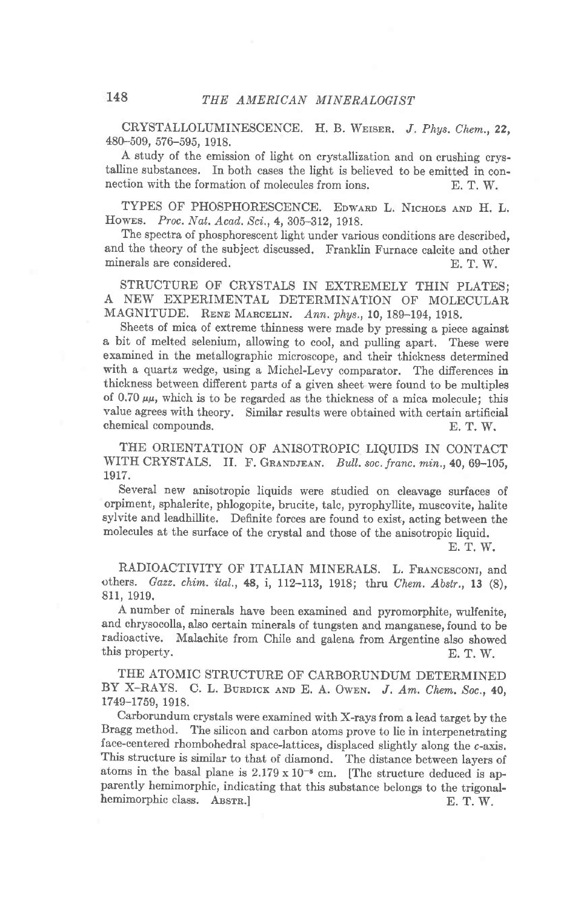CRYSTALLOLUMINESCENCE. H. B. WEISER. *J. Phys. Chem.*, **22**, 480–509, 576–595, 1918.

A study of the emission of light on crystallization and on crushing crystalline substances. In both cases the light is believed to be emitted in connection with the formation of molecules from ions. E. T. W.

TYPES OF PHOSPHORESCENCE. EDWARD L. NICHOLS AND H. L. HOWES. *Proc. Nat. Acad. Sci.*, **4**, 305–312, 1918.

The spectra of phosphorescent light under various conditions are described, and the theory of the subject discussed. Franklin Furnace calcite and other minerals are considered. E. T. W.

STRUCTURE OF CRYSTALS IN EXTREMELY THIN PLATES; A NEW EXPERIMENTAL DETERMINATION OF MOLECULAR MAGNITUDE. RENE MARCELIN. *Ann. phys.*, **10**, 189–194, 1918.

Sheets of mica of extreme thinness were made by pressing a piece against a bit of melted selenium, allowing to cool, and pulling apart. These were examined in the metallographic microscope, and their thickness determined with a quartz wedge, using a Michel-Levy comparator. The differences in thickness between different parts of a given sheet were found to be multiples of 0.70 $\mu\mu$, which is to be regarded as the thickness of a mica molecule; this value agrees with theory. Similar results were obtained with certain artificial chemical compounds. E. T. W.

THE ORIENTATION OF ANISOTROPIC LIQUIDS IN CONTACT WITH CRYSTALS. II. F. GRANDJEAN. *Bull. soc. franc. min.*, **40**, 69–105, 1917.

Several new anisotropic liquids were studied on cleavage surfaces of orpiment, sphalerite, phlogopite, brucite, talc, pyrophyllite, muscovite, halite sylvite and leadhillite. Definite forces are found to exist, acting between the molecules at the surface of the crystal and those of the anisotropic liquid. E. T. W.

RADIOACTIVITY OF ITALIAN MINERALS. L. FRANCESCONI, and others. *Gazz. chim. ital.*, **48**, i, 112–113, 1918; thru *Chem. Abstr.*, **13** (8), 811, 1919.

A number of minerals have been examined and pyromorphite, wulfenite, and chrysocolla, also certain minerals of tungsten and manganese, found to be radioactive. Malachite from Chile and galena from Argentine also showed this property. E. T. W.

THE ATOMIC STRUCTURE OF CARBORUNDUM DETERMINED BY X-RAYS. C. L. BURDICK AND E. A. OWEN. *J. Am. Chem. Soc.*, **40**, 1749–1759, 1918.

Carborundum crystals were examined with X-rays from a lead target by the Bragg method. The silicon and carbon atoms prove to lie in interpenetrating face-centered rhombohedral space-lattices, displaced slightly along the *c*-axis. This structure is similar to that of diamond. The distance between layers of atoms in the basal plane is $2.179 \times 10^{-8}$ cm. [The structure deduced is apparently hemimorphic, indicating that this substance belongs to the trigonal-hemimorphic class. ABSTR.] E. T. W.